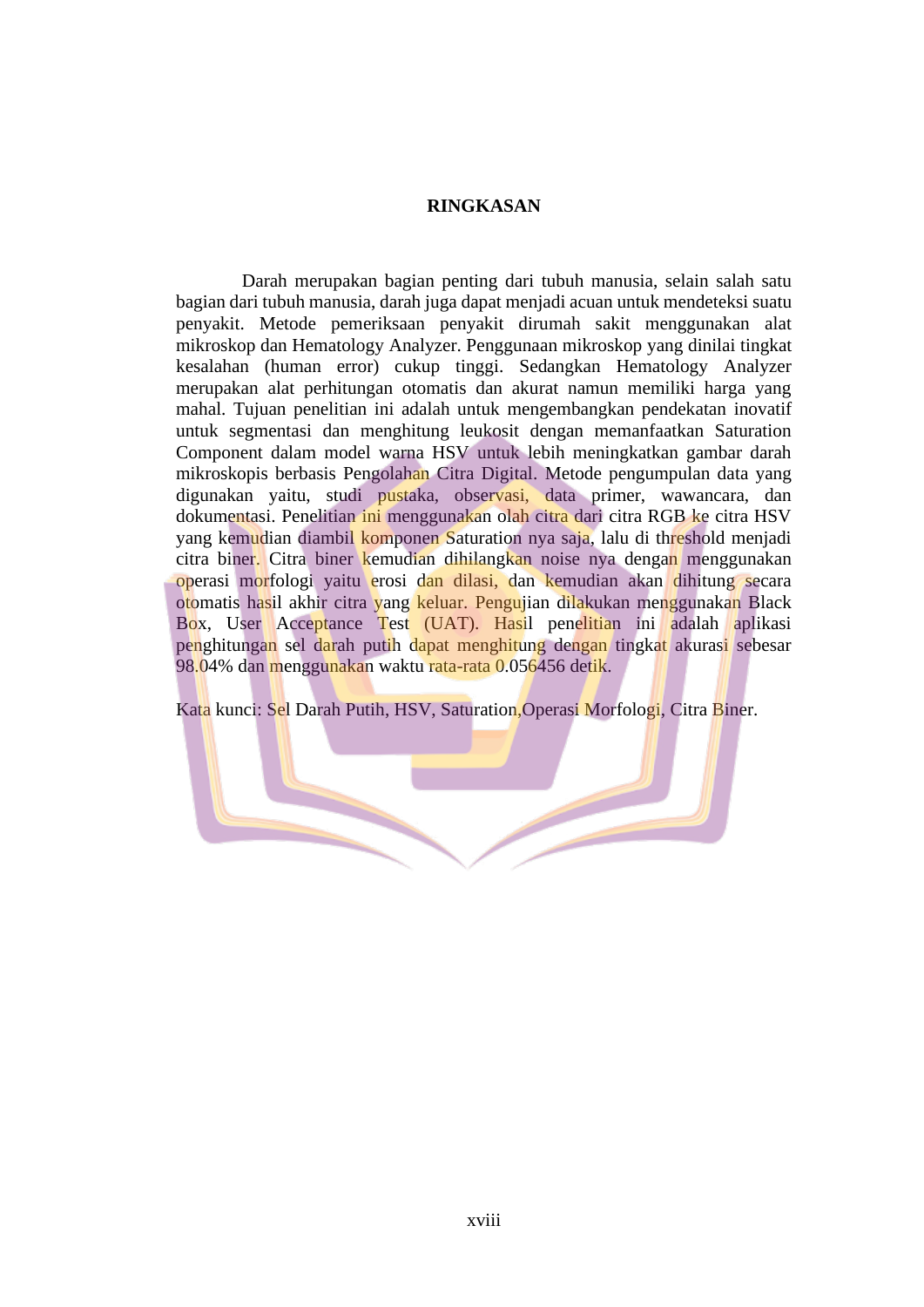# RINGKASAN

Darah merupakan bagian penting dari tubuh manusia, selain salah satu bagian dari tubuh manusia, darah juga dapat menjadi acuan untuk mendeteksi suatu penyakit. Metode pemeriksaan penyakit dirumah sakit menggunakan alat mikroskop dan Hematology Analyzer. Penggunaan mikroskop yang dinilai tingkat kesalahan (human error) cukup tinggi. Sedangkan Hematology Analyzer merupakan alat perhitungan otomatis dan akurat namun memiliki harga yang mahal. Tujuan penelitian ini adalah untuk mengembangkan pendekatan inovatif untuk segmentasi dan menghitung leukosit dengan memanfaatkan Saturation Component dalam model warna HSV untuk lebih meningkatkan gambar darah mikroskopis berbasis Pengolahan Citra Digital. Metode pengumpulan data yang digunakan yaitu, studi pustaka, observasi, data primer, wawancara, dan dokumentasi. Penelitian ini menggunakan olah citra dari citra RGB ke citra HSV yang kemudian diambil komponen Saturation nya saja, lalu di threshold menjadi citra biner. Citra biner kemudian dihilangkan noise nya dengan menggunakan operasi morfologi yaitu erosi dan dilasi, dan kemudian akan dihitung secara otomatis hasil akhir citra yang keluar. Pengujian dilakukan menggunakan Black Box, User Acceptance Test (UAT). Hasil penelitian ini adalah aplikasi penghitungan sel darah putih dapat menghitung dengan tingkat akurasi sebesar 98.04% dan menggunakan waktu rata-rata 0.056456 detik.

Kata kunci: Sel Darah Putih, HSV, Saturation,Operasi Morfologi, Citra Biner.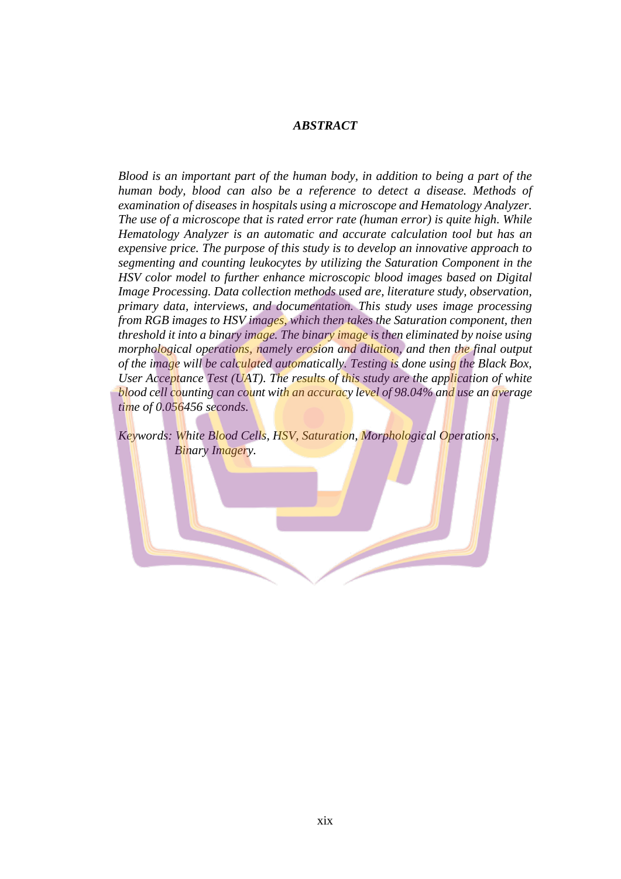# *ABSTRACT*

*Blood is an important part of the human body, in addition to being a part of the human body, blood can also be a reference to detect a disease. Methods of examination of diseases in hospitals using a microscope and Hematology Analyzer. The use of a microscope that is rated error rate (human error) is quite high. While Hematology Analyzer is an automatic and accurate calculation tool but has an expensive price. The purpose of this study is to develop an innovative approach to segmenting and counting leukocytes by utilizing the Saturation Component in the HSV color model to further enhance microscopic blood images based on Digital Image Processing. Data collection methods used are, literature study, observation, primary data, interviews, and documentation. This study uses image processing from RGB images to HSV images, which then takes the Saturation component, then threshold it into a binary image. The binary image is then eliminated by noise using morphological operations, namely erosion and dilation, and then the final output of the image will be calculated automatically. Testing is done using the Black Box, User Acceptance Test (UAT). The results of this study are the application of white blood cell counting can count with an accuracy level of 98.04% and use an average time of 0.056456 seconds.*

*Keywords: White Blood Cells, HSV, Saturation, Morphological Operations, Binary Imagery.*